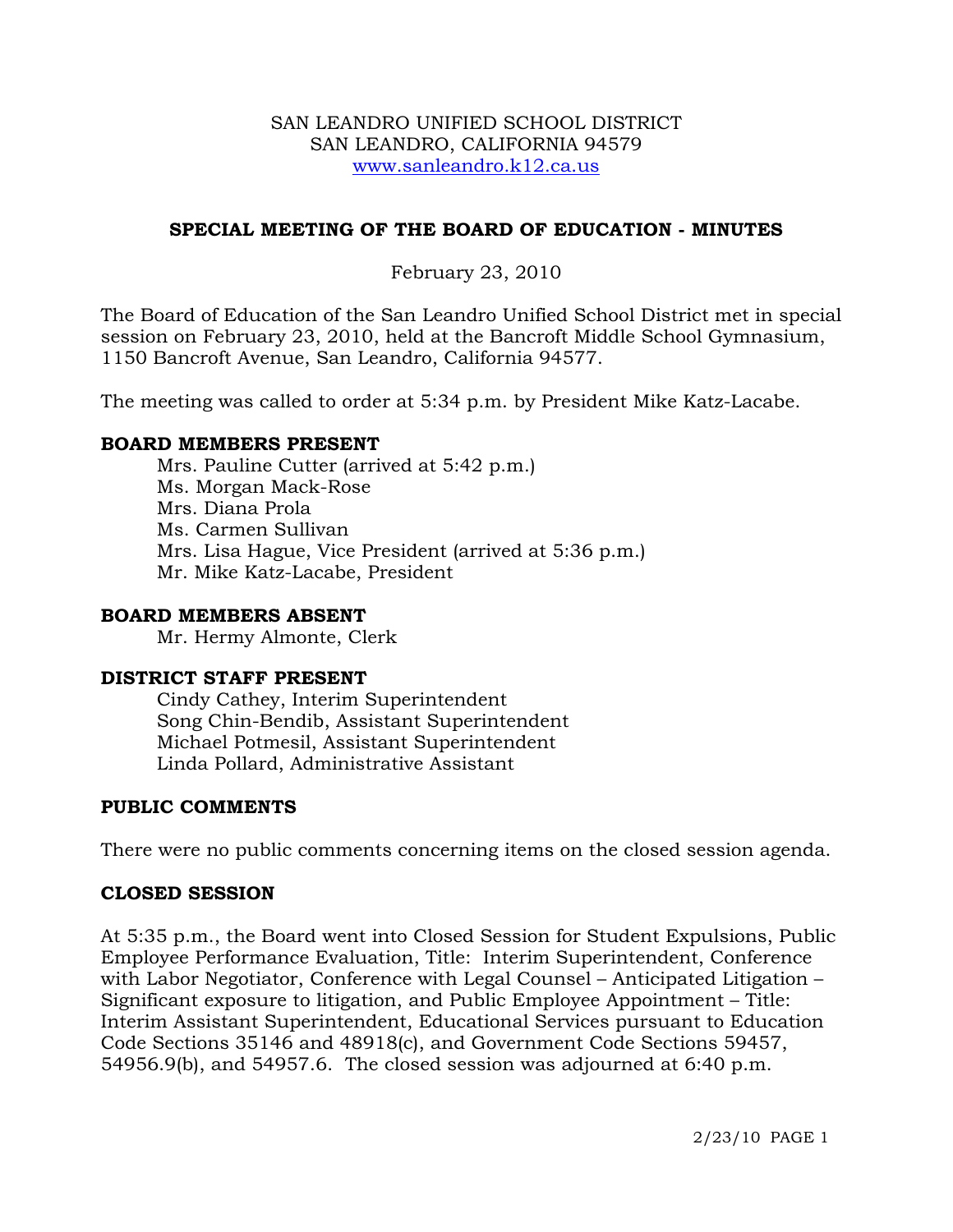SAN LEANDRO UNIFIED SCHOOL DISTRICT
SAN LEANDRO, CALIFORNIA 94579
www.sanleandro.k12.ca.us

## SPECIAL MEETING OF THE BOARD OF EDUCATION - MINUTES

February 23, 2010

The Board of Education of the San Leandro Unified School District met in special session on February 23, 2010, held at the Bancroft Middle School Gymnasium, 1150 Bancroft Avenue, San Leandro, California 94577.

The meeting was called to order at 5:34 p.m. by President Mike Katz-Lacabe.

**BOARD MEMBERS PRESENT**

Mrs. Pauline Cutter (arrived at 5:42 p.m.)
Ms. Morgan Mack-Rose
Mrs. Diana Prola
Ms. Carmen Sullivan
Mrs. Lisa Hague, Vice President (arrived at 5:36 p.m.)
Mr. Mike Katz-Lacabe, President

**BOARD MEMBERS ABSENT**

Mr. Hermy Almonte, Clerk

**DISTRICT STAFF PRESENT**

Cindy Cathey, Interim Superintendent
Song Chin-Bendib, Assistant Superintendent
Michael Potmesil, Assistant Superintendent
Linda Pollard, Administrative Assistant

**PUBLIC COMMENTS**

There were no public comments concerning items on the closed session agenda.

**CLOSED SESSION**

At 5:35 p.m., the Board went into Closed Session for Student Expulsions, Public Employee Performance Evaluation, Title: Interim Superintendent, Conference with Labor Negotiator, Conference with Legal Counsel – Anticipated Litigation – Significant exposure to litigation, and Public Employee Appointment – Title: Interim Assistant Superintendent, Educational Services pursuant to Education Code Sections 35146 and 48918(c), and Government Code Sections 59457, 54956.9(b), and 54957.6. The closed session was adjourned at 6:40 p.m.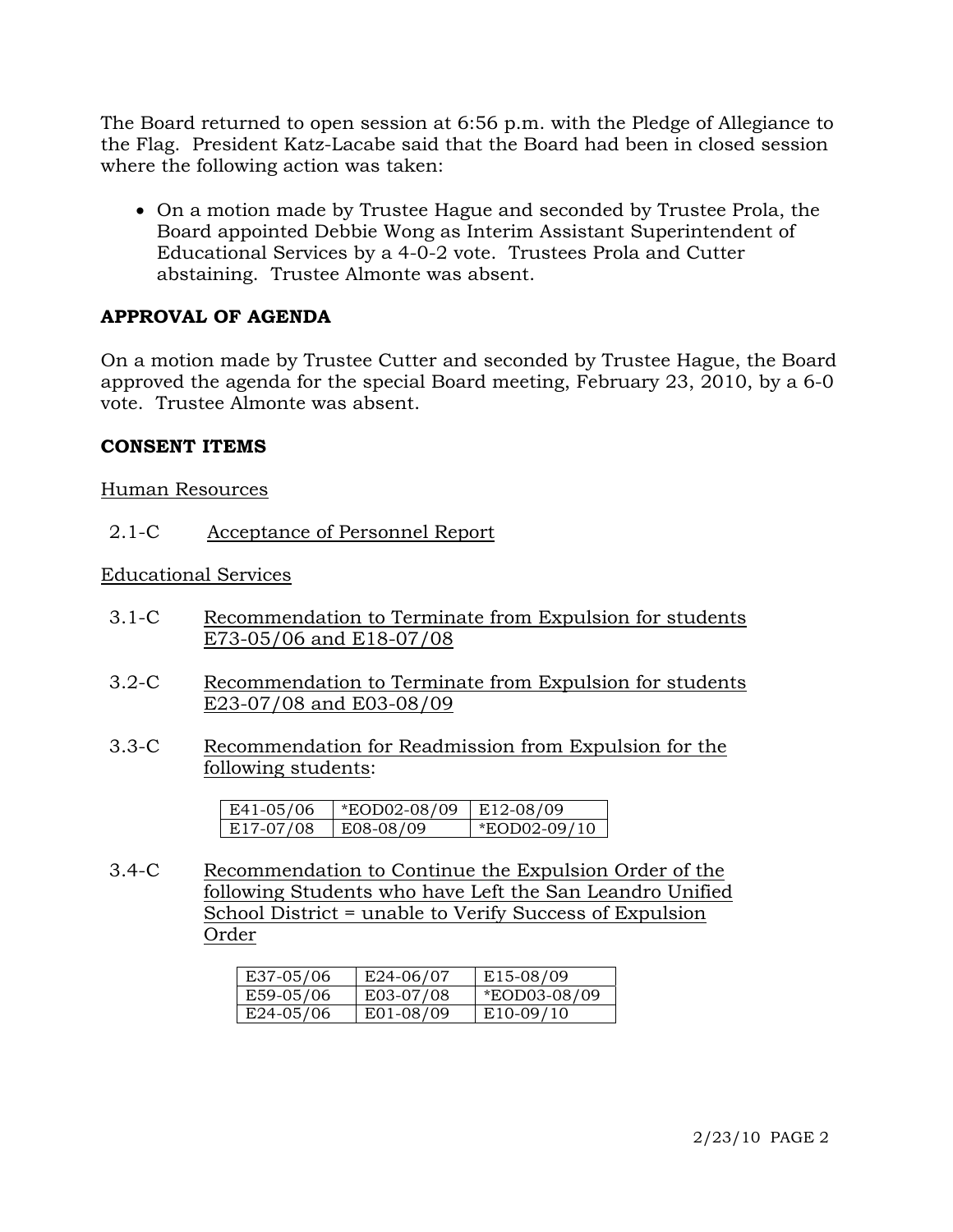The Board returned to open session at 6:56 p.m. with the Pledge of Allegiance to the Flag. President Katz-Lacabe said that the Board had been in closed session where the following action was taken:

- On a motion made by Trustee Hague and seconded by Trustee Prola, the Board appointed Debbie Wong as Interim Assistant Superintendent of Educational Services by a 4-0-2 vote. Trustees Prola and Cutter abstaining. Trustee Almonte was absent.

## APPROVAL OF AGENDA

On a motion made by Trustee Cutter and seconded by Trustee Hague, the Board approved the agenda for the special Board meeting, February 23, 2010, by a 6-0 vote. Trustee Almonte was absent.

## CONSENT ITEMS

Human Resources

2.1-C Acceptance of Personnel Report

Educational Services

3.1-C Recommendation to Terminate from Expulsion for students E73-05/06 and E18-07/08

3.2-C Recommendation to Terminate from Expulsion for students E23-07/08 and E03-08/09

3.3-C Recommendation for Readmission from Expulsion for the following students:

| | | |
|---|---|---|
| E41-05/06 | *EOD02-08/09 | E12-08/09 |
| E17-07/08 | E08-08/09 | *EOD02-09/10 |

3.4-C Recommendation to Continue the Expulsion Order of the following Students who have Left the San Leandro Unified School District = unable to Verify Success of Expulsion Order

| | | |
|---|---|---|
| E37-05/06 | E24-06/07 | E15-08/09 |
| E59-05/06 | E03-07/08 | *EOD03-08/09 |
| E24-05/06 | E01-08/09 | E10-09/10 |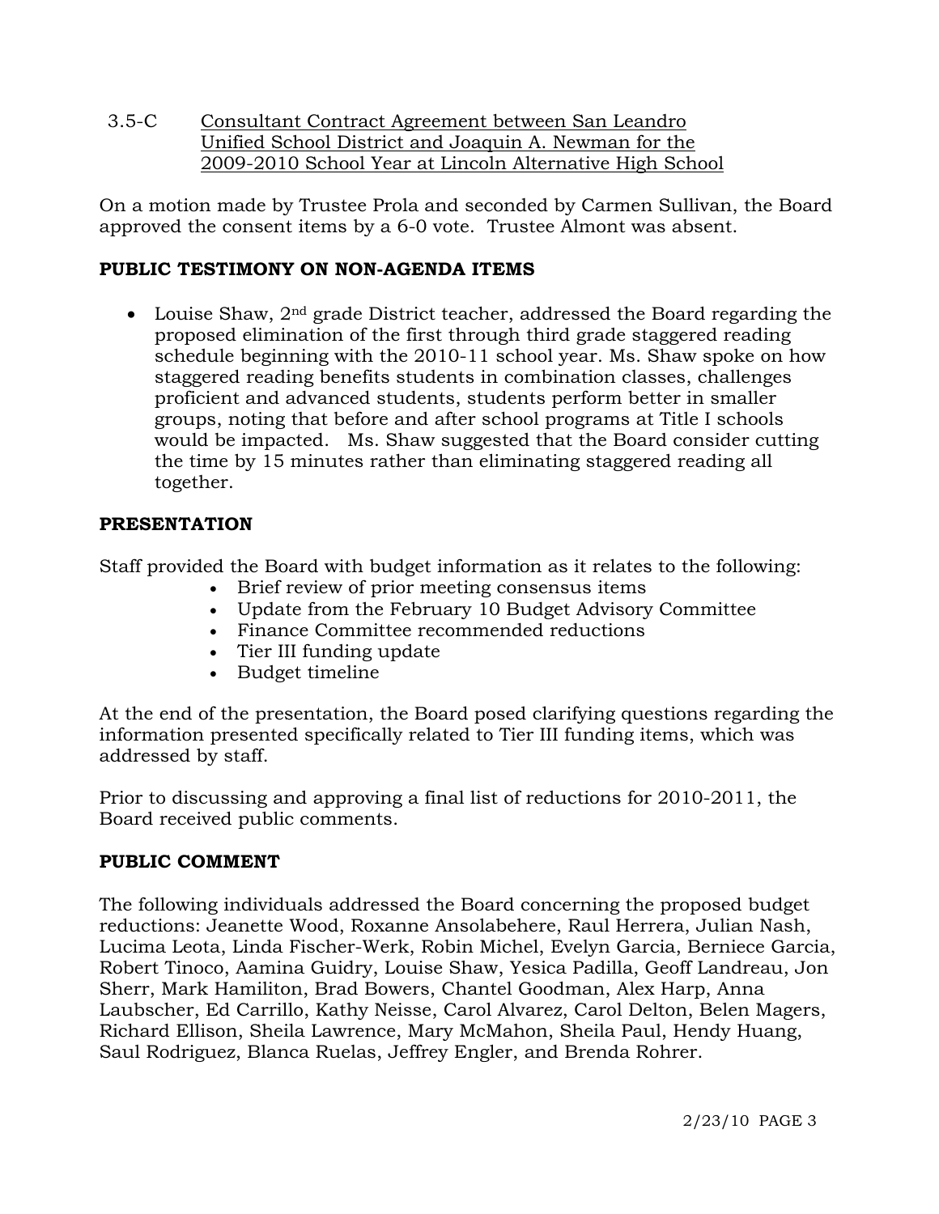3.5-C Consultant Contract Agreement between San Leandro Unified School District and Joaquin A. Newman for the 2009-2010 School Year at Lincoln Alternative High School

On a motion made by Trustee Prola and seconded by Carmen Sullivan, the Board approved the consent items by a 6-0 vote. Trustee Almont was absent.

**PUBLIC TESTIMONY ON NON-AGENDA ITEMS**

- Louise Shaw, 2nd grade District teacher, addressed the Board regarding the proposed elimination of the first through third grade staggered reading schedule beginning with the 2010-11 school year. Ms. Shaw spoke on how staggered reading benefits students in combination classes, challenges proficient and advanced students, students perform better in smaller groups, noting that before and after school programs at Title I schools would be impacted. Ms. Shaw suggested that the Board consider cutting the time by 15 minutes rather than eliminating staggered reading all together.

**PRESENTATION**

Staff provided the Board with budget information as it relates to the following:

- Brief review of prior meeting consensus items
- Update from the February 10 Budget Advisory Committee
- Finance Committee recommended reductions
- Tier III funding update
- Budget timeline

At the end of the presentation, the Board posed clarifying questions regarding the information presented specifically related to Tier III funding items, which was addressed by staff.

Prior to discussing and approving a final list of reductions for 2010-2011, the Board received public comments.

**PUBLIC COMMENT**

The following individuals addressed the Board concerning the proposed budget reductions: Jeanette Wood, Roxanne Ansolabehere, Raul Herrera, Julian Nash, Lucima Leota, Linda Fischer-Werk, Robin Michel, Evelyn Garcia, Berniece Garcia, Robert Tinoco, Aamina Guidry, Louise Shaw, Yesica Padilla, Geoff Landreau, Jon Sherr, Mark Hamiliton, Brad Bowers, Chantel Goodman, Alex Harp, Anna Laubscher, Ed Carrillo, Kathy Neisse, Carol Alvarez, Carol Delton, Belen Magers, Richard Ellison, Sheila Lawrence, Mary McMahon, Sheila Paul, Hendy Huang, Saul Rodriguez, Blanca Ruelas, Jeffrey Engler, and Brenda Rohrer.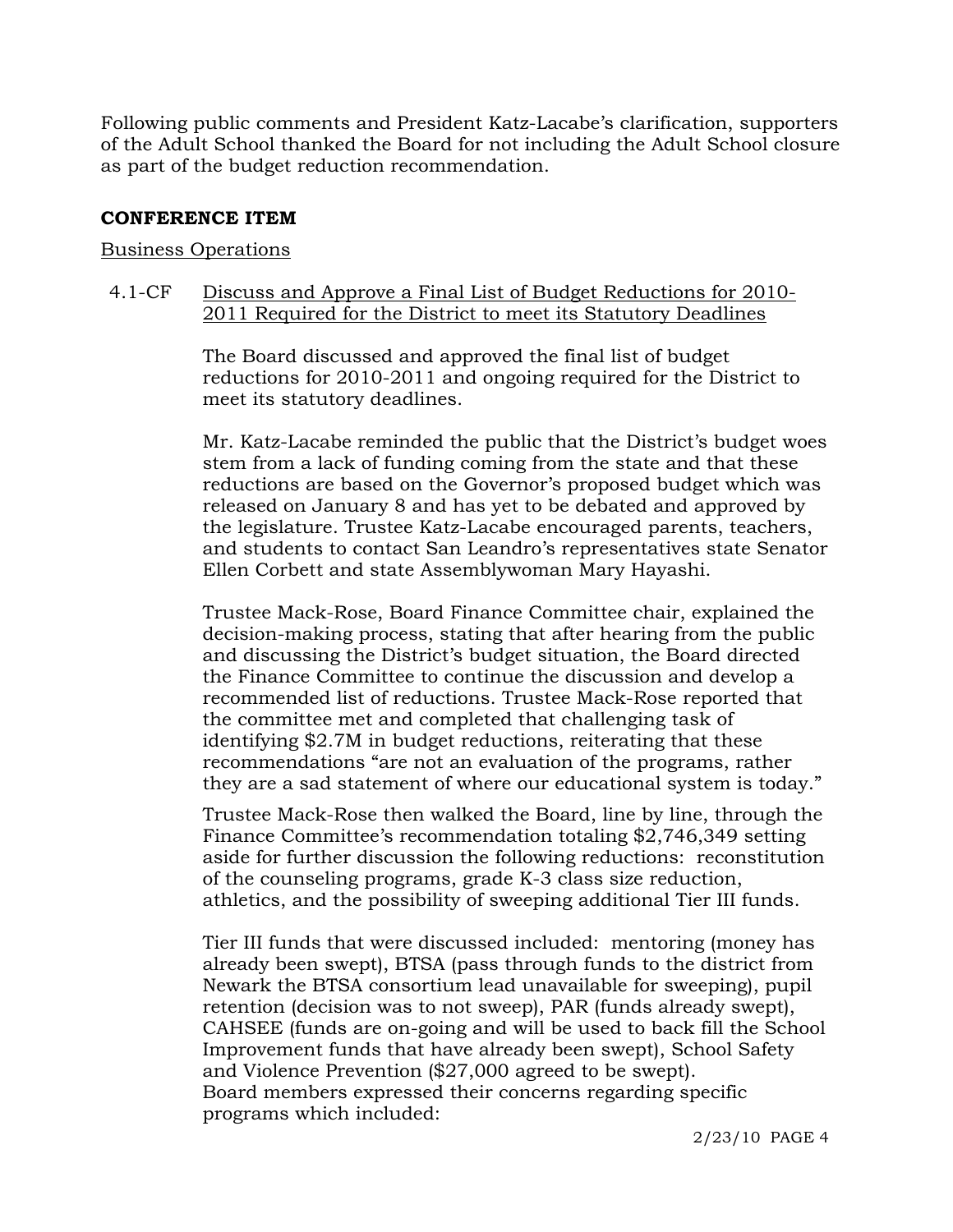Following public comments and President Katz-Lacabe's clarification, supporters of the Adult School thanked the Board for not including the Adult School closure as part of the budget reduction recommendation.

**CONFERENCE ITEM**

Business Operations

4.1-CF Discuss and Approve a Final List of Budget Reductions for 2010-2011 Required for the District to meet its Statutory Deadlines

The Board discussed and approved the final list of budget reductions for 2010-2011 and ongoing required for the District to meet its statutory deadlines.

Mr. Katz-Lacabe reminded the public that the District's budget woes stem from a lack of funding coming from the state and that these reductions are based on the Governor's proposed budget which was released on January 8 and has yet to be debated and approved by the legislature. Trustee Katz-Lacabe encouraged parents, teachers, and students to contact San Leandro's representatives state Senator Ellen Corbett and state Assemblywoman Mary Hayashi.

Trustee Mack-Rose, Board Finance Committee chair, explained the decision-making process, stating that after hearing from the public and discussing the District's budget situation, the Board directed the Finance Committee to continue the discussion and develop a recommended list of reductions. Trustee Mack-Rose reported that the committee met and completed that challenging task of identifying $2.7M in budget reductions, reiterating that these recommendations "are not an evaluation of the programs, rather they are a sad statement of where our educational system is today."

Trustee Mack-Rose then walked the Board, line by line, through the Finance Committee's recommendation totaling $2,746,349 setting aside for further discussion the following reductions: reconstitution of the counseling programs, grade K-3 class size reduction, athletics, and the possibility of sweeping additional Tier III funds.

Tier III funds that were discussed included: mentoring (money has already been swept), BTSA (pass through funds to the district from Newark the BTSA consortium lead unavailable for sweeping), pupil retention (decision was to not sweep), PAR (funds already swept), CAHSEE (funds are on-going and will be used to back fill the School Improvement funds that have already been swept), School Safety and Violence Prevention ($27,000 agreed to be swept).
Board members expressed their concerns regarding specific programs which included: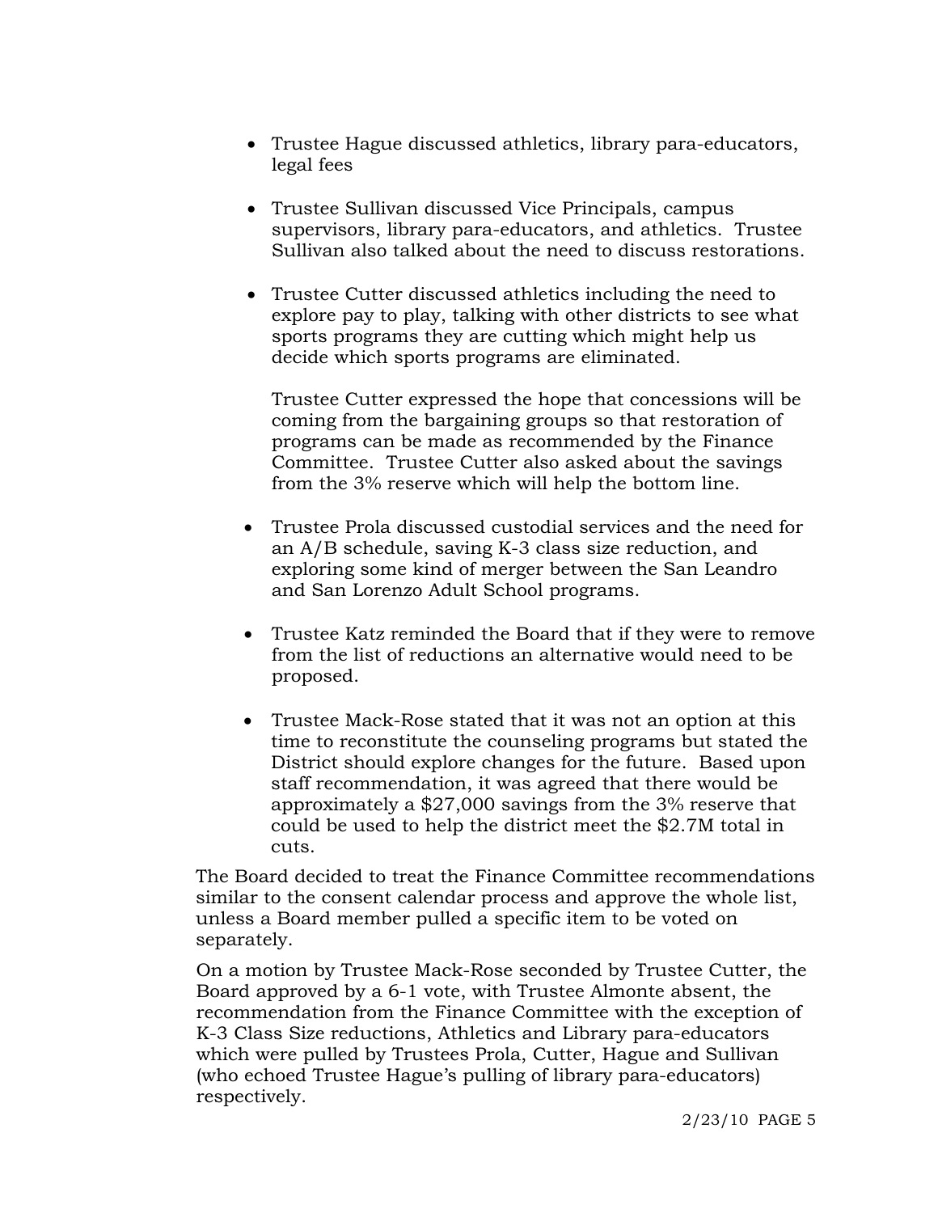- Trustee Hague discussed athletics, library para-educators, legal fees

- Trustee Sullivan discussed Vice Principals, campus supervisors, library para-educators, and athletics. Trustee Sullivan also talked about the need to discuss restorations.

- Trustee Cutter discussed athletics including the need to explore pay to play, talking with other districts to see what sports programs they are cutting which might help us decide which sports programs are eliminated.

  Trustee Cutter expressed the hope that concessions will be coming from the bargaining groups so that restoration of programs can be made as recommended by the Finance Committee. Trustee Cutter also asked about the savings from the 3% reserve which will help the bottom line.

- Trustee Prola discussed custodial services and the need for an A/B schedule, saving K-3 class size reduction, and exploring some kind of merger between the San Leandro and San Lorenzo Adult School programs.

- Trustee Katz reminded the Board that if they were to remove from the list of reductions an alternative would need to be proposed.

- Trustee Mack-Rose stated that it was not an option at this time to reconstitute the counseling programs but stated the District should explore changes for the future. Based upon staff recommendation, it was agreed that there would be approximately a $27,000 savings from the 3% reserve that could be used to help the district meet the $2.7M total in cuts.

The Board decided to treat the Finance Committee recommendations similar to the consent calendar process and approve the whole list, unless a Board member pulled a specific item to be voted on separately.

On a motion by Trustee Mack-Rose seconded by Trustee Cutter, the Board approved by a 6-1 vote, with Trustee Almonte absent, the recommendation from the Finance Committee with the exception of K-3 Class Size reductions, Athletics and Library para-educators which were pulled by Trustees Prola, Cutter, Hague and Sullivan (who echoed Trustee Hague's pulling of library para-educators) respectively.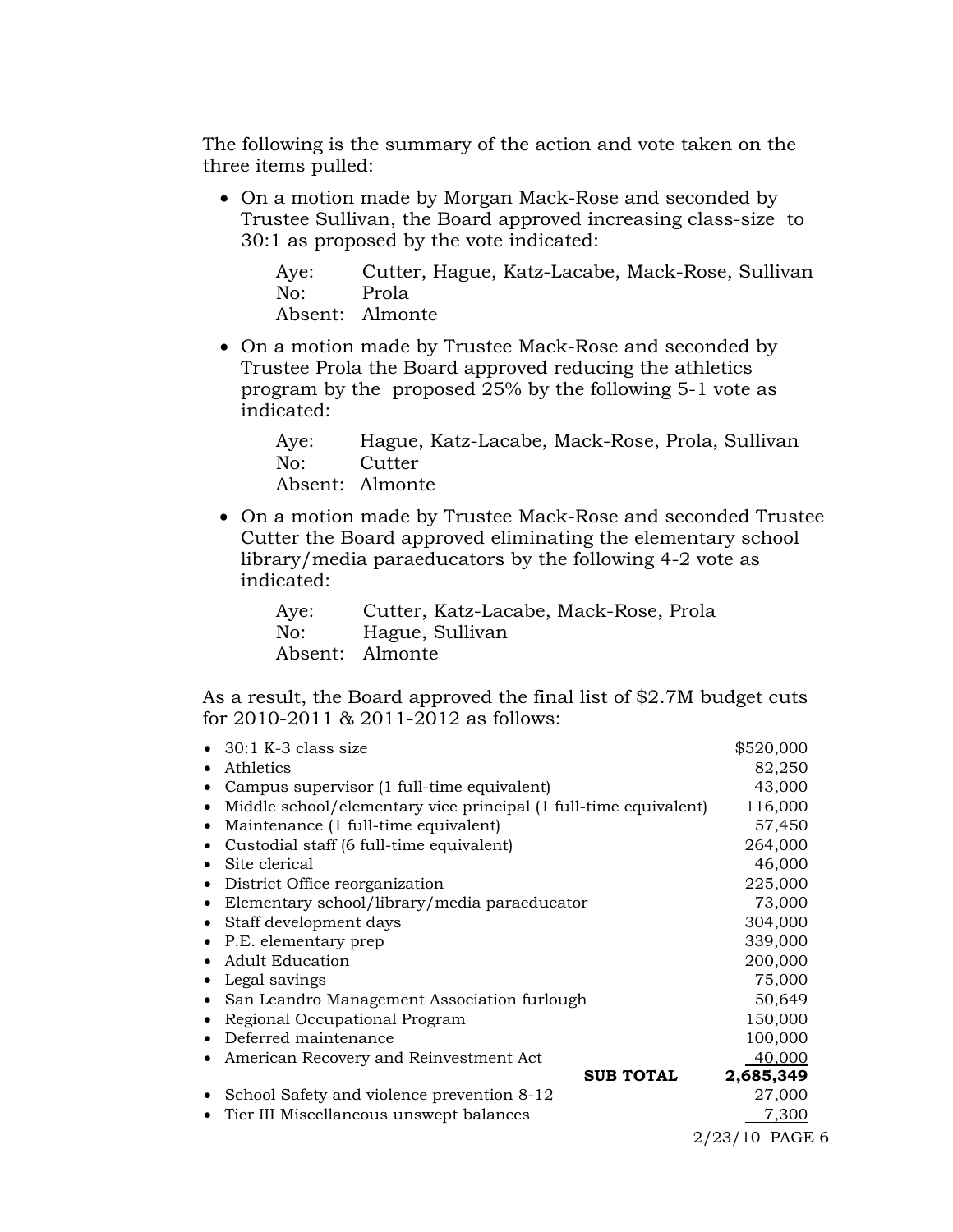The following is the summary of the action and vote taken on the three items pulled:

- On a motion made by Morgan Mack-Rose and seconded by Trustee Sullivan, the Board approved increasing class-size to 30:1 as proposed by the vote indicated:

  Aye: Cutter, Hague, Katz-Lacabe, Mack-Rose, Sullivan
  No: Prola
  Absent: Almonte

- On a motion made by Trustee Mack-Rose and seconded by Trustee Prola the Board approved reducing the athletics program by the proposed 25% by the following 5-1 vote as indicated:

  Aye: Hague, Katz-Lacabe, Mack-Rose, Prola, Sullivan
  No: Cutter
  Absent: Almonte

- On a motion made by Trustee Mack-Rose and seconded Trustee Cutter the Board approved eliminating the elementary school library/media paraeducators by the following 4-2 vote as indicated:

  Aye: Cutter, Katz-Lacabe, Mack-Rose, Prola
  No: Hague, Sullivan
  Absent: Almonte

As a result, the Board approved the final list of $2.7M budget cuts for 2010-2011 & 2011-2012 as follows:

| Item | Amount |
|---|---|
| • 30:1 K-3 class size | $520,000 |
| • Athletics | 82,250 |
| • Campus supervisor (1 full-time equivalent) | 43,000 |
| • Middle school/elementary vice principal (1 full-time equivalent) | 116,000 |
| • Maintenance (1 full-time equivalent) | 57,450 |
| • Custodial staff (6 full-time equivalent) | 264,000 |
| • Site clerical | 46,000 |
| • District Office reorganization | 225,000 |
| • Elementary school/library/media paraeducator | 73,000 |
| • Staff development days | 304,000 |
| • P.E. elementary prep | 339,000 |
| • Adult Education | 200,000 |
| • Legal savings | 75,000 |
| • San Leandro Management Association furlough | 50,649 |
| • Regional Occupational Program | 150,000 |
| • Deferred maintenance | 100,000 |
| • American Recovery and Reinvestment Act | 40,000 |
| **SUB TOTAL** | **2,685,349** |
| • School Safety and violence prevention 8-12 | 27,000 |
| • Tier III Miscellaneous unswept balances | 7,300 |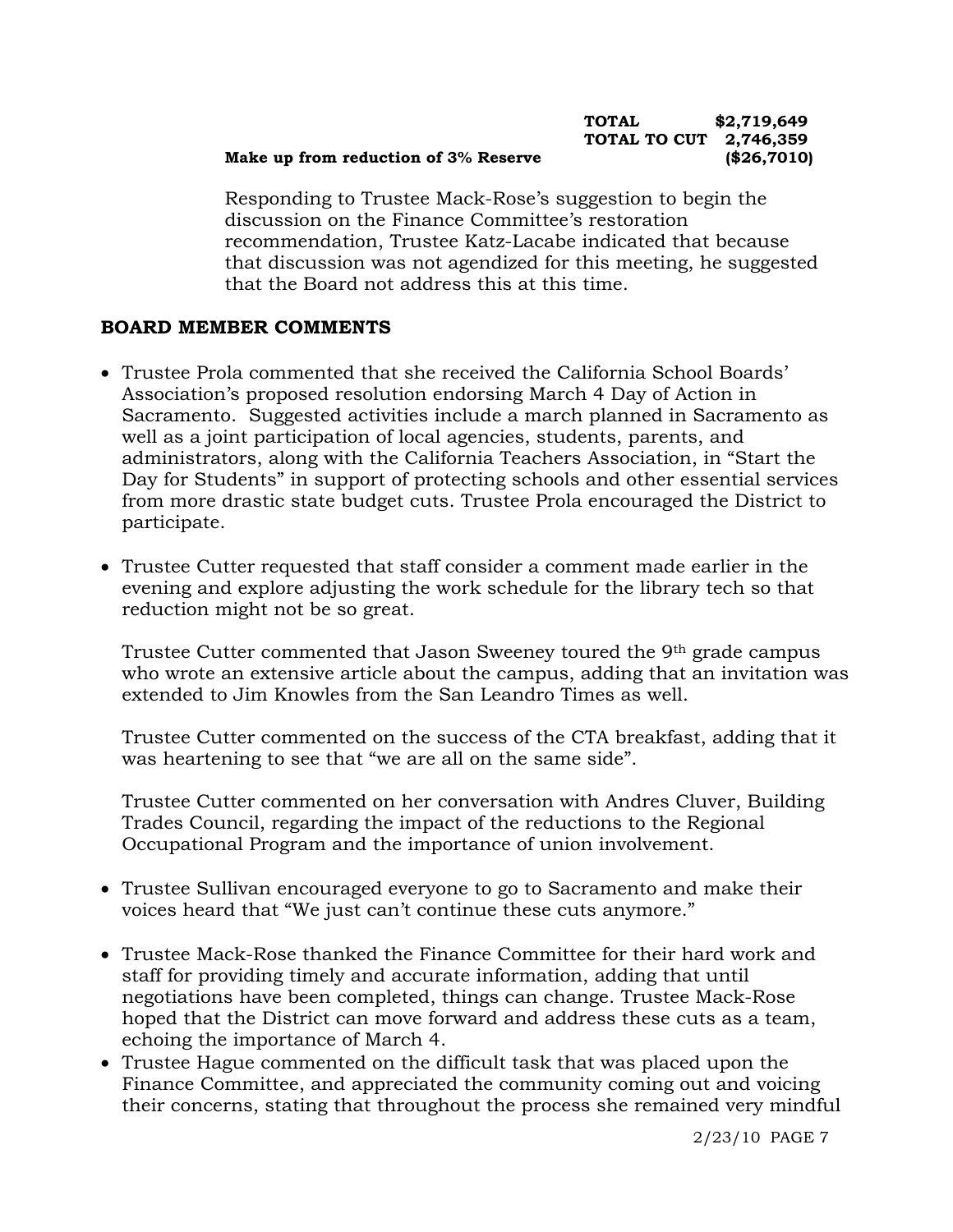| | | |
|---|---|---|
| | **TOTAL** | **$2,719,649** |
| | **TOTAL TO CUT** | **2,746,359** |
| **Make up from reduction of 3% Reserve** | | **($26,7010)** |

Responding to Trustee Mack-Rose's suggestion to begin the discussion on the Finance Committee's restoration recommendation, Trustee Katz-Lacabe indicated that because that discussion was not agendized for this meeting, he suggested that the Board not address this at this time.

## BOARD MEMBER COMMENTS

- Trustee Prola commented that she received the California School Boards' Association's proposed resolution endorsing March 4 Day of Action in Sacramento. Suggested activities include a march planned in Sacramento as well as a joint participation of local agencies, students, parents, and administrators, along with the California Teachers Association, in "Start the Day for Students" in support of protecting schools and other essential services from more drastic state budget cuts. Trustee Prola encouraged the District to participate.

- Trustee Cutter requested that staff consider a comment made earlier in the evening and explore adjusting the work schedule for the library tech so that reduction might not be so great.

  Trustee Cutter commented that Jason Sweeney toured the 9th grade campus who wrote an extensive article about the campus, adding that an invitation was extended to Jim Knowles from the San Leandro Times as well.

  Trustee Cutter commented on the success of the CTA breakfast, adding that it was heartening to see that "we are all on the same side".

  Trustee Cutter commented on her conversation with Andres Cluver, Building Trades Council, regarding the impact of the reductions to the Regional Occupational Program and the importance of union involvement.

- Trustee Sullivan encouraged everyone to go to Sacramento and make their voices heard that "We just can't continue these cuts anymore."

- Trustee Mack-Rose thanked the Finance Committee for their hard work and staff for providing timely and accurate information, adding that until negotiations have been completed, things can change. Trustee Mack-Rose hoped that the District can move forward and address these cuts as a team, echoing the importance of March 4.
- Trustee Hague commented on the difficult task that was placed upon the Finance Committee, and appreciated the community coming out and voicing their concerns, stating that throughout the process she remained very mindful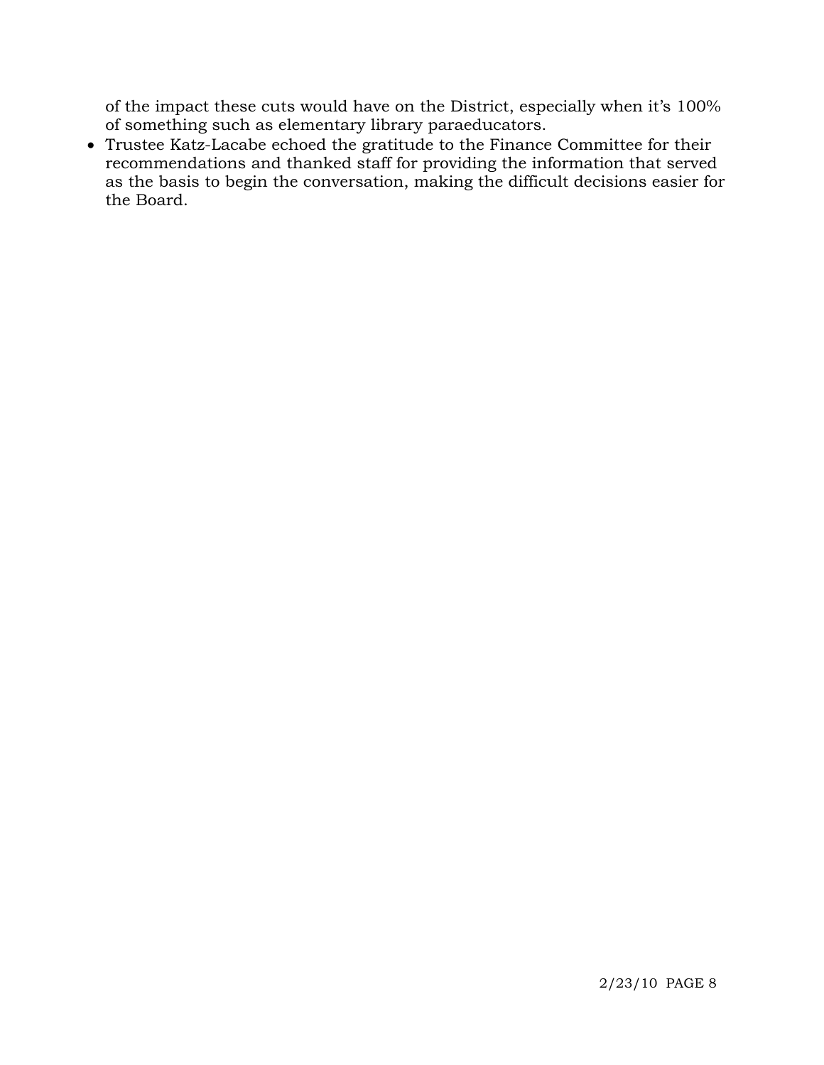of the impact these cuts would have on the District, especially when it's 100% of something such as elementary library paraeducators.

- Trustee Katz-Lacabe echoed the gratitude to the Finance Committee for their recommendations and thanked staff for providing the information that served as the basis to begin the conversation, making the difficult decisions easier for the Board.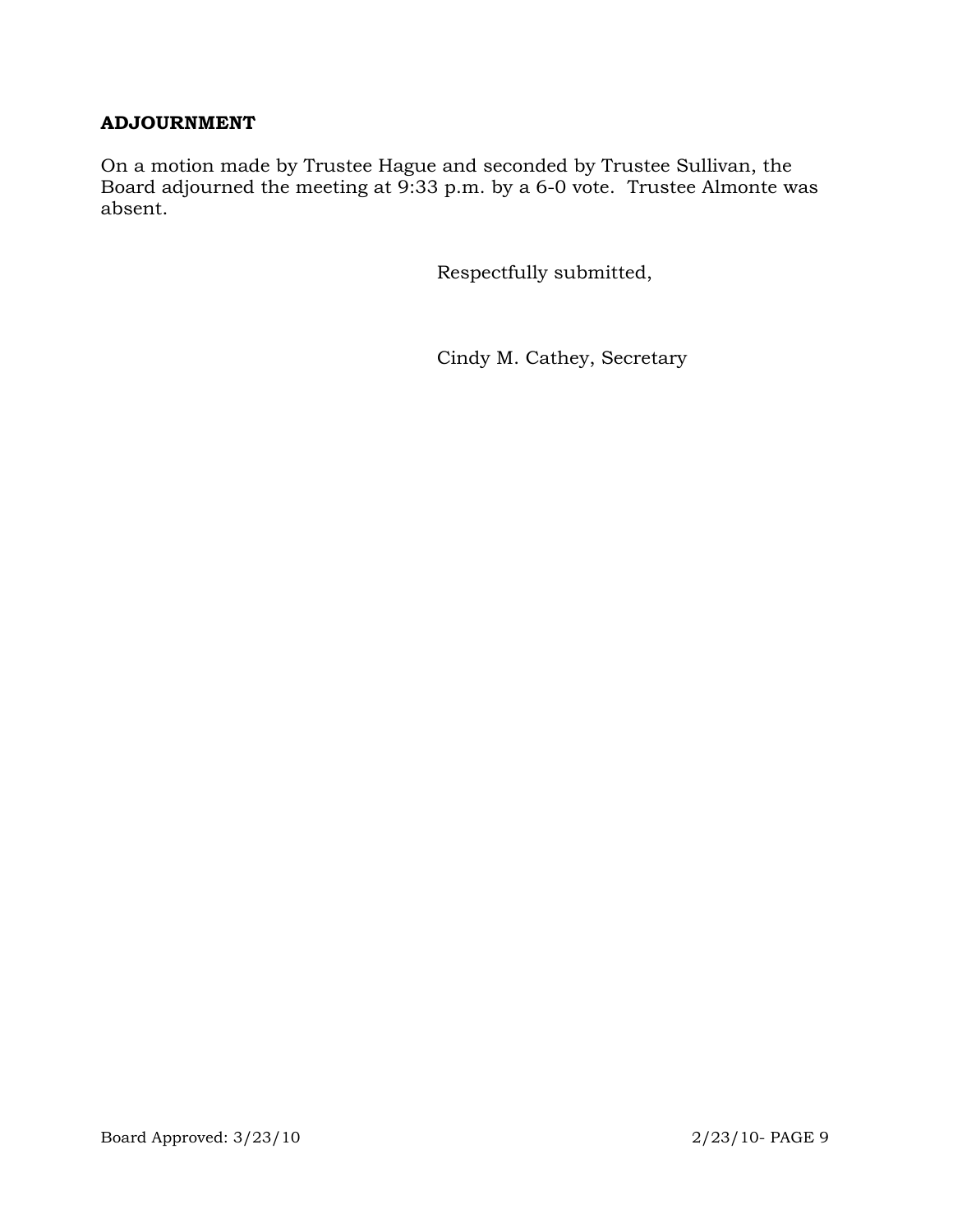**ADJOURNMENT**

On a motion made by Trustee Hague and seconded by Trustee Sullivan, the Board adjourned the meeting at 9:33 p.m. by a 6-0 vote. Trustee Almonte was absent.

Respectfully submitted,

Cindy M. Cathey, Secretary

Board Approved: 3/23/10